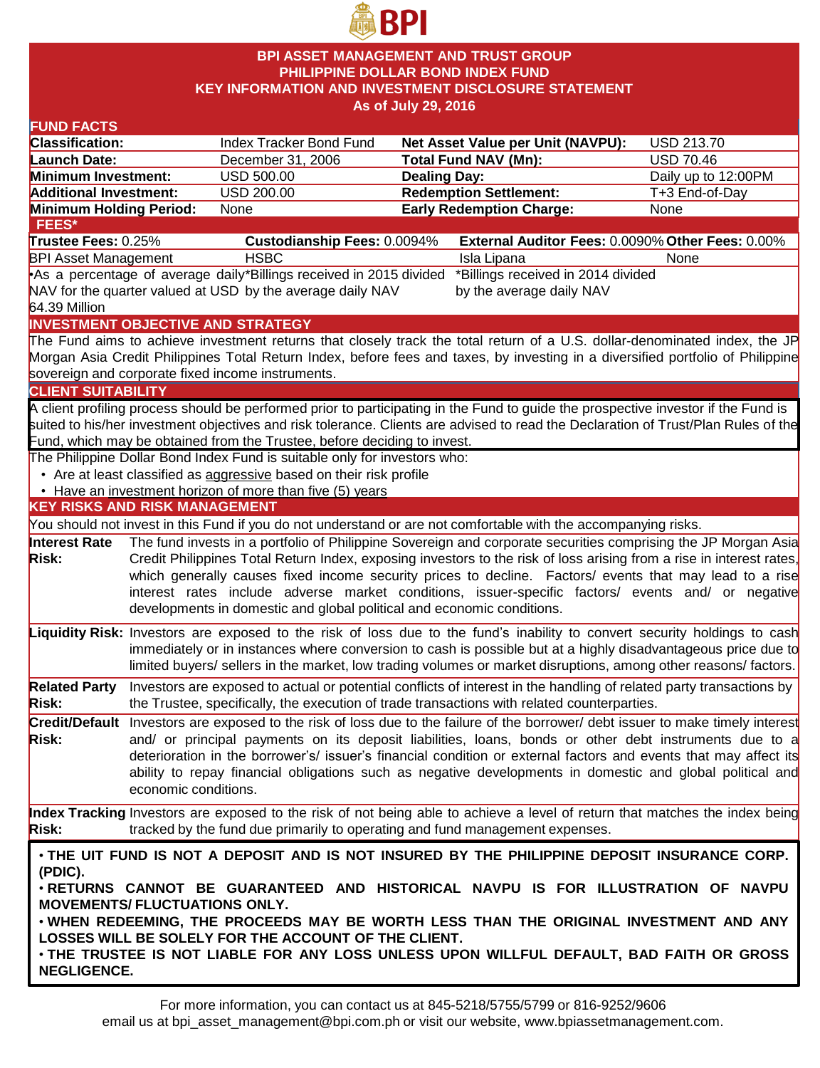# BPI ASSET MANAGEMENT AND TRUST GROUP
## PHILIPPINE DOLLAR BOND INDEX FUND
## KEY INFORMATION AND INVESTMENT DISCLOSURE STATEMENT
### As of July 29, 2016

### FUND FACTS

| | | | |
|---|---|---|---|
| **Classification:** | Index Tracker Bond Fund | **Net Asset Value per Unit (NAVPU):** | USD 213.70 |
| **Launch Date:** | December 31, 2006 | **Total Fund NAV (Mn):** | USD 70.46 |
| **Minimum Investment:** | USD 500.00 | **Dealing Day:** | Daily up to 12:00PM |
| **Additional Investment:** | USD 200.00 | **Redemption Settlement:** | T+3 End-of-Day |
| **Minimum Holding Period:** | None | **Early Redemption Charge:** | None |

### FEES*

| **Trustee Fees:** 0.25% | **Custodianship Fees:** 0.0094% | **External Auditor Fees:** 0.0090% | **Other Fees:** 0.00% |
|---|---|---|---|
| BPI Asset Management | HSBC | Isla Lipana | None |
| •As a percentage of average daily NAV for the quarter valued at USD 64.39 Million | *Billings received in 2015 divided by the average daily NAV | *Billings received in 2014 divided by the average daily NAV | |

### INVESTMENT OBJECTIVE AND STRATEGY

The Fund aims to achieve investment returns that closely track the total return of a U.S. dollar-denominated index, the JP Morgan Asia Credit Philippines Total Return Index, before fees and taxes, by investing in a diversified portfolio of Philippine sovereign and corporate fixed income instruments.

### CLIENT SUITABILITY

A client profiling process should be performed prior to participating in the Fund to guide the prospective investor if the Fund is suited to his/her investment objectives and risk tolerance. Clients are advised to read the Declaration of Trust/Plan Rules of the Fund, which may be obtained from the Trustee, before deciding to invest.

The Philippine Dollar Bond Index Fund is suitable only for investors who:

- Are at least classified as aggressive based on their risk profile
- Have an investment horizon of more than five (5) years

### KEY RISKS AND RISK MANAGEMENT

You should not invest in this Fund if you do not understand or are not comfortable with the accompanying risks.

**Interest Rate Risk:** The fund invests in a portfolio of Philippine Sovereign and corporate securities comprising the JP Morgan Asia Credit Philippines Total Return Index, exposing investors to the risk of loss arising from a rise in interest rates, which generally causes fixed income security prices to decline. Factors/ events that may lead to a rise interest rates include adverse market conditions, issuer-specific factors/ events and/ or negative developments in domestic and global political and economic conditions.

**Liquidity Risk:** Investors are exposed to the risk of loss due to the fund's inability to convert security holdings to cash immediately or in instances where conversion to cash is possible but at a highly disadvantageous price due to limited buyers/ sellers in the market, low trading volumes or market disruptions, among other reasons/ factors.

**Related Party Risk:** Investors are exposed to actual or potential conflicts of interest in the handling of related party transactions by the Trustee, specifically, the execution of trade transactions with related counterparties.

**Credit/Default Risk:** Investors are exposed to the risk of loss due to the failure of the borrower/ debt issuer to make timely interest and/ or principal payments on its deposit liabilities, loans, bonds or other debt instruments due to a deterioration in the borrower's/ issuer's financial condition or external factors and events that may affect its ability to repay financial obligations such as negative developments in domestic and global political and economic conditions.

**Index Tracking Risk:** Investors are exposed to the risk of not being able to achieve a level of return that matches the index being tracked by the fund due primarily to operating and fund management expenses.

**• THE UIT FUND IS NOT A DEPOSIT AND IS NOT INSURED BY THE PHILIPPINE DEPOSIT INSURANCE CORP. (PDIC).**
**• RETURNS CANNOT BE GUARANTEED AND HISTORICAL NAVPU IS FOR ILLUSTRATION OF NAVPU MOVEMENTS/ FLUCTUATIONS ONLY.**
**• WHEN REDEEMING, THE PROCEEDS MAY BE WORTH LESS THAN THE ORIGINAL INVESTMENT AND ANY LOSSES WILL BE SOLELY FOR THE ACCOUNT OF THE CLIENT.**
**• THE TRUSTEE IS NOT LIABLE FOR ANY LOSS UNLESS UPON WILLFUL DEFAULT, BAD FAITH OR GROSS NEGLIGENCE.**

For more information, you can contact us at 845-5218/5755/5799 or 816-9252/9606 email us at bpi_asset_management@bpi.com.ph or visit our website, www.bpiassetmanagement.com.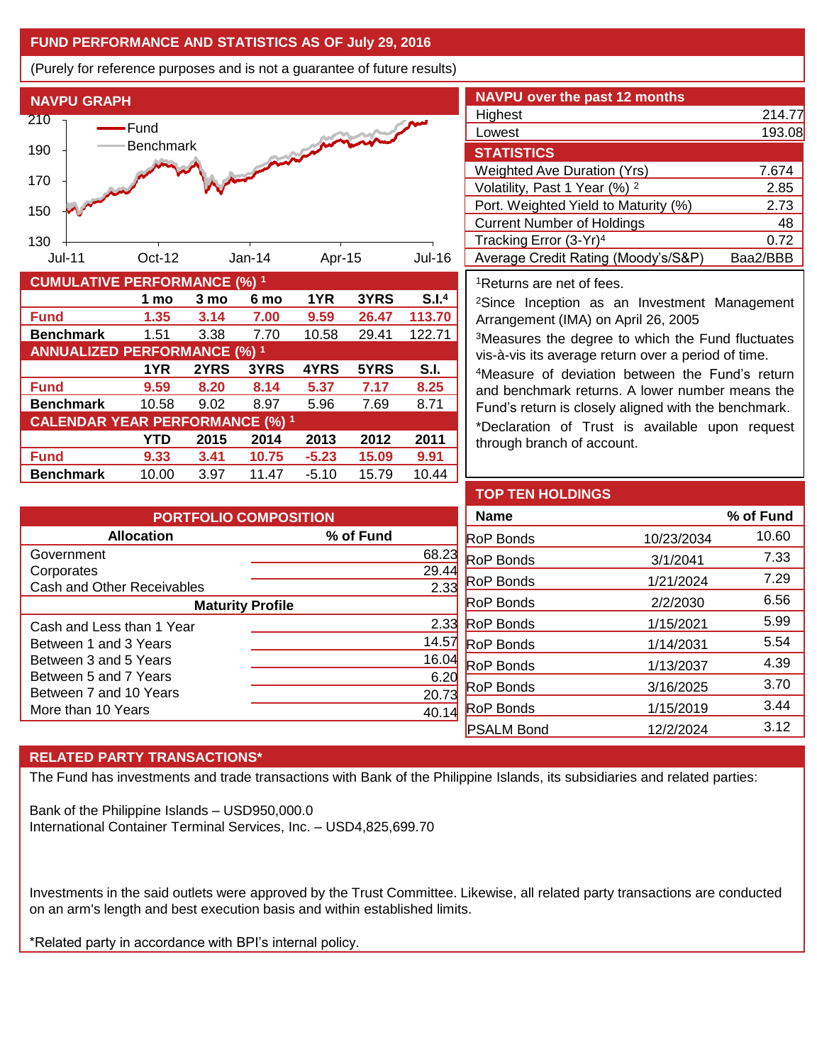## FUND PERFORMANCE AND STATISTICS AS OF July 29, 2016

(Purely for reference purposes and is not a guarantee of future results)

### NAVPU GRAPH

### CUMULATIVE PERFORMANCE (%) [1]

| | 1 mo | 3 mo | 6 mo | 1YR | 3YRS | S.I.[4] |
|---|---|---|---|---|---|---|
| **Fund** | **1.35** | **3.14** | **7.00** | **9.59** | **26.47** | **113.70** |
| **Benchmark** | 1.51 | 3.38 | 7.70 | 10.58 | 29.41 | 122.71 |

### ANNUALIZED PERFORMANCE (%) [1]

| | 1YR | 2YRS | 3YRS | 4YRS | 5YRS | S.I. |
|---|---|---|---|---|---|---|
| **Fund** | **9.59** | **8.20** | **8.14** | **5.37** | **7.17** | **8.25** |
| **Benchmark** | 10.58 | 9.02 | 8.97 | 5.96 | 7.69 | 8.71 |

### CALENDAR YEAR PERFORMANCE (%) [1]

| | YTD | 2015 | 2014 | 2013 | 2012 | 2011 |
|---|---|---|---|---|---|---|
| **Fund** | **9.33** | **3.41** | **10.75** | **-5.23** | **15.09** | **9.91** |
| **Benchmark** | 10.00 | 3.97 | 11.47 | -5.10 | 15.79 | 10.44 |

### NAVPU over the past 12 months

| | |
|---|---|
| Highest | 214.77 |
| Lowest | 193.08 |

### STATISTICS

| | |
|---|---|
| Weighted Ave Duration (Yrs) | 7.674 |
| Volatility, Past 1 Year (%) [2] | 2.85 |
| Port. Weighted Yield to Maturity (%) | 2.73 |
| Current Number of Holdings | 48 |
| Tracking Error (3-Yr)[4] | 0.72 |
| Average Credit Rating (Moody's/S&P) | Baa2/BBB |

[1]Returns are net of fees.

[2]Since Inception as an Investment Management Arrangement (IMA) on April 26, 2005

[3]Measures the degree to which the Fund fluctuates vis-à-vis its average return over a period of time.

[4]Measure of deviation between the Fund's return and benchmark returns. A lower number means the Fund's return is closely aligned with the benchmark.

*Declaration of Trust is available upon request through branch of account.

### PORTFOLIO COMPOSITION

| Allocation | % of Fund |
|---|---|
| Government | 68.23 |
| Corporates | 29.44 |
| Cash and Other Receivables | 2.33 |
| **Maturity Profile** | |
| Cash and Less than 1 Year | 2.33 |
| Between 1 and 3 Years | 14.57 |
| Between 3 and 5 Years | 16.04 |
| Between 5 and 7 Years | 6.20 |
| Between 7 and 10 Years | 20.73 |
| More than 10 Years | 40.14 |

### TOP TEN HOLDINGS

| Name | | % of Fund |
|---|---|---|
| RoP Bonds | 10/23/2034 | 10.60 |
| RoP Bonds | 3/1/2041 | 7.33 |
| RoP Bonds | 1/21/2024 | 7.29 |
| RoP Bonds | 2/2/2030 | 6.56 |
| RoP Bonds | 1/15/2021 | 5.99 |
| RoP Bonds | 1/14/2031 | 5.54 |
| RoP Bonds | 1/13/2037 | 4.39 |
| RoP Bonds | 3/16/2025 | 3.70 |
| RoP Bonds | 1/15/2019 | 3.44 |
| PSALM Bond | 12/2/2024 | 3.12 |

### RELATED PARTY TRANSACTIONS*

The Fund has investments and trade transactions with Bank of the Philippine Islands, its subsidiaries and related parties:

Bank of the Philippine Islands – USD950,000.0
International Container Terminal Services, Inc. – USD4,825,699.70

Investments in the said outlets were approved by the Trust Committee. Likewise, all related party transactions are conducted on an arm's length and best execution basis and within established limits.

*Related party in accordance with BPI's internal policy.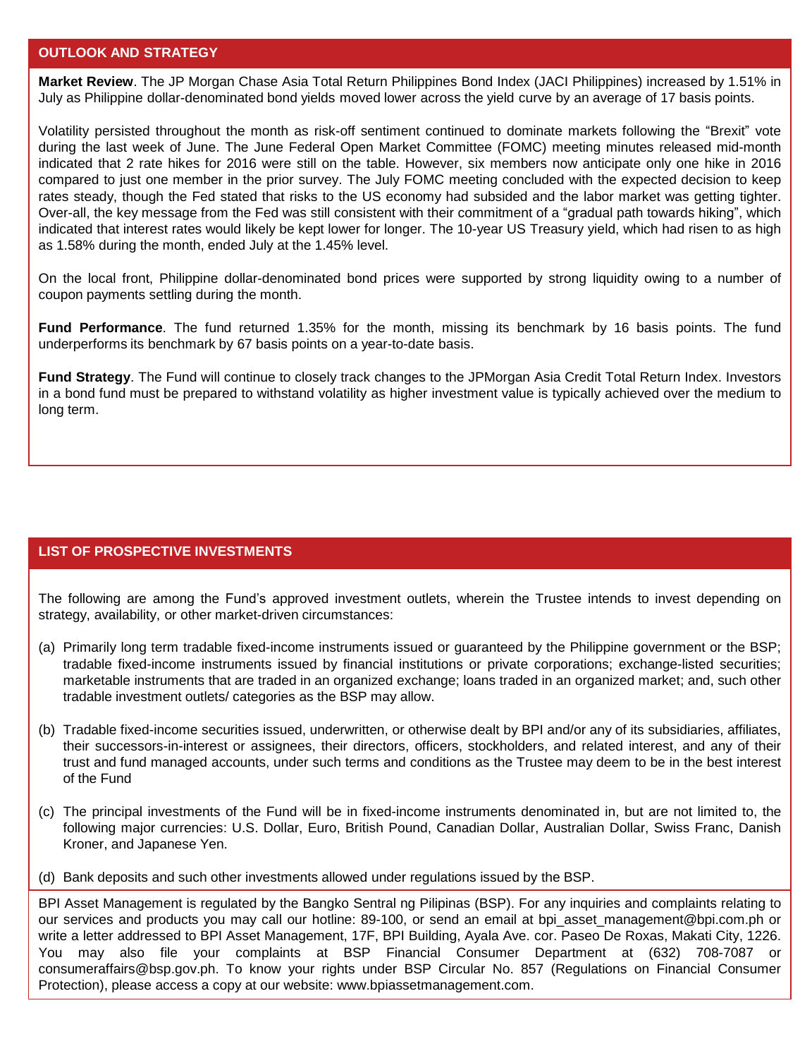## OUTLOOK AND STRATEGY

**Market Review**. The JP Morgan Chase Asia Total Return Philippines Bond Index (JACI Philippines) increased by 1.51% in July as Philippine dollar-denominated bond yields moved lower across the yield curve by an average of 17 basis points.

Volatility persisted throughout the month as risk-off sentiment continued to dominate markets following the "Brexit" vote during the last week of June. The June Federal Open Market Committee (FOMC) meeting minutes released mid-month indicated that 2 rate hikes for 2016 were still on the table. However, six members now anticipate only one hike in 2016 compared to just one member in the prior survey. The July FOMC meeting concluded with the expected decision to keep rates steady, though the Fed stated that risks to the US economy had subsided and the labor market was getting tighter. Over-all, the key message from the Fed was still consistent with their commitment of a "gradual path towards hiking", which indicated that interest rates would likely be kept lower for longer. The 10-year US Treasury yield, which had risen to as high as 1.58% during the month, ended July at the 1.45% level.

On the local front, Philippine dollar-denominated bond prices were supported by strong liquidity owing to a number of coupon payments settling during the month.

**Fund Performance**. The fund returned 1.35% for the month, missing its benchmark by 16 basis points. The fund underperforms its benchmark by 67 basis points on a year-to-date basis.

**Fund Strategy**. The Fund will continue to closely track changes to the JPMorgan Asia Credit Total Return Index. Investors in a bond fund must be prepared to withstand volatility as higher investment value is typically achieved over the medium to long term.

## LIST OF PROSPECTIVE INVESTMENTS

The following are among the Fund's approved investment outlets, wherein the Trustee intends to invest depending on strategy, availability, or other market-driven circumstances:

(a) Primarily long term tradable fixed-income instruments issued or guaranteed by the Philippine government or the BSP; tradable fixed-income instruments issued by financial institutions or private corporations; exchange-listed securities; marketable instruments that are traded in an organized exchange; loans traded in an organized market; and, such other tradable investment outlets/ categories as the BSP may allow.

(b) Tradable fixed-income securities issued, underwritten, or otherwise dealt by BPI and/or any of its subsidiaries, affiliates, their successors-in-interest or assignees, their directors, officers, stockholders, and related interest, and any of their trust and fund managed accounts, under such terms and conditions as the Trustee may deem to be in the best interest of the Fund

(c) The principal investments of the Fund will be in fixed-income instruments denominated in, but are not limited to, the following major currencies: U.S. Dollar, Euro, British Pound, Canadian Dollar, Australian Dollar, Swiss Franc, Danish Kroner, and Japanese Yen.

(d) Bank deposits and such other investments allowed under regulations issued by the BSP.

BPI Asset Management is regulated by the Bangko Sentral ng Pilipinas (BSP). For any inquiries and complaints relating to our services and products you may call our hotline: 89-100, or send an email at bpi_asset_management@bpi.com.ph or write a letter addressed to BPI Asset Management, 17F, BPI Building, Ayala Ave. cor. Paseo De Roxas, Makati City, 1226. You may also file your complaints at BSP Financial Consumer Department at (632) 708-7087 or consumeraffairs@bsp.gov.ph. To know your rights under BSP Circular No. 857 (Regulations on Financial Consumer Protection), please access a copy at our website: www.bpiassetmanagement.com.